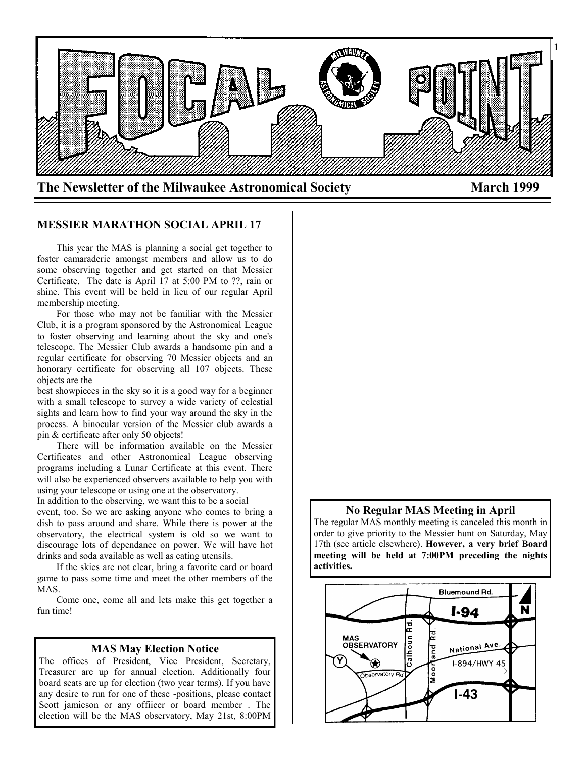# FOCAL POINT

**The Newsletter of the Milwaukee Astronomical Society** **March 1999**

## MESSIER MARATHON SOCIAL APRIL 17

This year the MAS is planning a social get together to foster camaraderie amongst members and allow us to do some observing together and get started on that Messier Certificate. The date is April 17 at 5:00 PM to ??, rain or shine. This event will be held in lieu of our regular April membership meeting.

For those who may not be familiar with the Messier Club, it is a program sponsored by the Astronomical League to foster observing and learning about the sky and one's telescope. The Messier Club awards a handsome pin and a regular certificate for observing 70 Messier objects and an honorary certificate for observing all 107 objects. These objects are the best showpieces in the sky so it is a good way for a beginner with a small telescope to survey a wide variety of celestial sights and learn how to find your way around the sky in the process. A binocular version of the Messier club awards a pin & certificate after only 50 objects!

There will be information available on the Messier Certificates and other Astronomical League observing programs including a Lunar Certificate at this event. There will also be experienced observers available to help you with using your telescope or using one at the observatory.

In addition to the observing, we want this to be a social event, too. So we are asking anyone who comes to bring a dish to pass around and share. While there is power at the observatory, the electrical system is old so we want to discourage lots of dependance on power. We will have hot drinks and soda available as well as eating utensils.

If the skies are not clear, bring a favorite card or board game to pass some time and meet the other members of the MAS.

Come one, come all and lets make this get together a fun time!

### MAS May Election Notice

The offices of President, Vice President, Secretary, Treasurer are up for annual election. Additionally four board seats are up for election (two year terms). If you have any desire to run for one of these -positions, please contact Scott jamieson or any offiicer or board member . The election will be the MAS observatory, May 21st, 8:00PM

### No Regular MAS Meeting in April

The regular MAS monthly meeting is canceled this month in order to give priority to the Messier hunt on Saturday, May 17th (see article elsewhere). **However, a very brief Board meeting will be held at 7:00PM preceding the nights activities.**

Bluemound Rd. · I-94 · N · MAS OBSERVATORY · Y · Observatory Rd. · Calhoun Rd. · Moorland Rd. · National Ave. · I-894/HWY 45 · I-43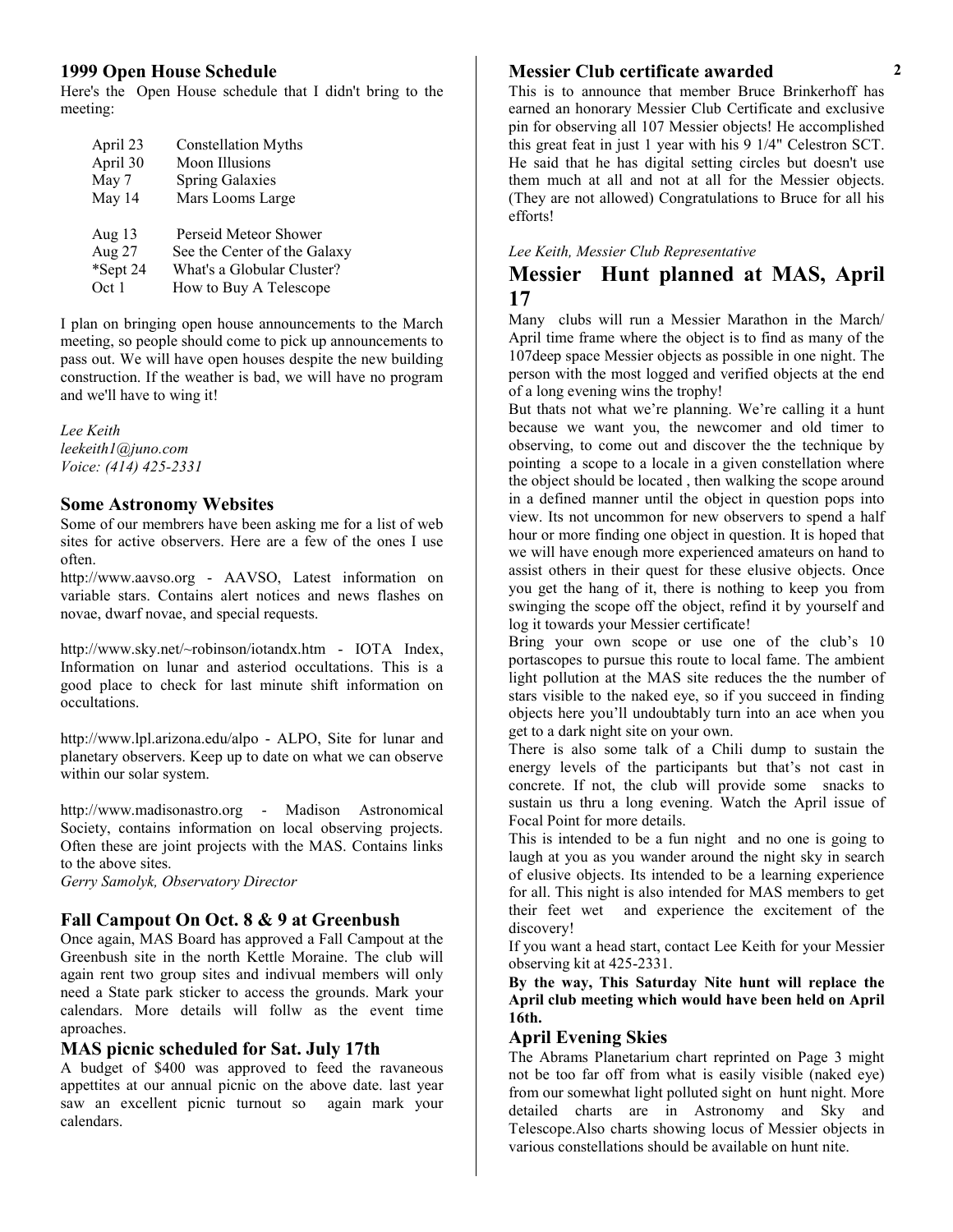## 1999 Open House Schedule

Here's the Open House schedule that I didn't bring to the meeting:

| | |
|---|---|
| April 23 | Constellation Myths |
| April 30 | Moon Illusions |
| May 7 | Spring Galaxies |
| May 14 | Mars Looms Large |
| | |
| Aug 13 | Perseid Meteor Shower |
| Aug 27 | See the Center of the Galaxy |
| *Sept 24 | What's a Globular Cluster? |
| Oct 1 | How to Buy A Telescope |

I plan on bringing open house announcements to the March meeting, so people should come to pick up announcements to pass out. We will have open houses despite the new building construction. If the weather is bad, we will have no program and we'll have to wing it!

*Lee Keith*
*leekeith1@juno.com*
*Voice: (414) 425-2331*

## Some Astronomy Websites

Some of our membrers have been asking me for a list of web sites for active observers. Here are a few of the ones I use often.

http://www.aavso.org - AAVSO, Latest information on variable stars. Contains alert notices and news flashes on novae, dwarf novae, and special requests.

http://www.sky.net/~robinson/iotandx.htm - IOTA Index, Information on lunar and asteriod occultations. This is a good place to check for last minute shift information on occultations.

http://www.lpl.arizona.edu/alpo - ALPO, Site for lunar and planetary observers. Keep up to date on what we can observe within our solar system.

http://www.madisonastro.org - Madison Astronomical Society, contains information on local observing projects. Often these are joint projects with the MAS. Contains links to the above sites.

*Gerry Samolyk, Observatory Director*

## Fall Campout On Oct. 8 & 9 at Greenbush

Once again, MAS Board has approved a Fall Campout at the Greenbush site in the north Kettle Moraine. The club will again rent two group sites and indivual members will only need a State park sticker to access the grounds. Mark your calendars. More details will follw as the event time aproaches.

## MAS picnic scheduled for Sat. July 17th

A budget of $400 was approved to feed the ravaneous appettites at our annual picnic on the above date. last year saw an excellent picnic turnout so again mark your calendars.

## Messier Club certificate awarded

This is to announce that member Bruce Brinkerhoff has earned an honorary Messier Club Certificate and exclusive pin for observing all 107 Messier objects! He accomplished this great feat in just 1 year with his 9 1/4" Celestron SCT. He said that he has digital setting circles but doesn't use them much at all and not at all for the Messier objects. (They are not allowed) Congratulations to Bruce for all his efforts!

*Lee Keith, Messier Club Representative*

# Messier Hunt planned at MAS, April 17

Many clubs will run a Messier Marathon in the March/ April time frame where the object is to find as many of the 107deep space Messier objects as possible in one night. The person with the most logged and verified objects at the end of a long evening wins the trophy!

But thats not what we're planning. We're calling it a hunt because we want you, the newcomer and old timer to observing, to come out and discover the the technique by pointing a scope to a locale in a given constellation where the object should be located , then walking the scope around in a defined manner until the object in question pops into view. Its not uncommon for new observers to spend a half hour or more finding one object in question. It is hoped that we will have enough more experienced amateurs on hand to assist others in their quest for these elusive objects. Once you get the hang of it, there is nothing to keep you from swinging the scope off the object, refind it by yourself and log it towards your Messier certificate!

Bring your own scope or use one of the club's 10 portascopes to pursue this route to local fame. The ambient light pollution at the MAS site reduces the the number of stars visible to the naked eye, so if you succeed in finding objects here you'll undoubtably turn into an ace when you get to a dark night site on your own.

There is also some talk of a Chili dump to sustain the energy levels of the participants but that's not cast in concrete. If not, the club will provide some snacks to sustain us thru a long evening. Watch the April issue of Focal Point for more details.

This is intended to be a fun night and no one is going to laugh at you as you wander around the night sky in search of elusive objects. Its intended to be a learning experience for all. This night is also intended for MAS members to get their feet wet and experience the excitement of the discovery!

If you want a head start, contact Lee Keith for your Messier observing kit at 425-2331.

**By the way, This Saturday Nite hunt will replace the April club meeting which would have been held on April 16th.**

## April Evening Skies

The Abrams Planetarium chart reprinted on Page 3 might not be too far off from what is easily visible (naked eye) from our somewhat light polluted sight on hunt night. More detailed charts are in Astronomy and Sky and Telescope.Also charts showing locus of Messier objects in various constellations should be available on hunt nite.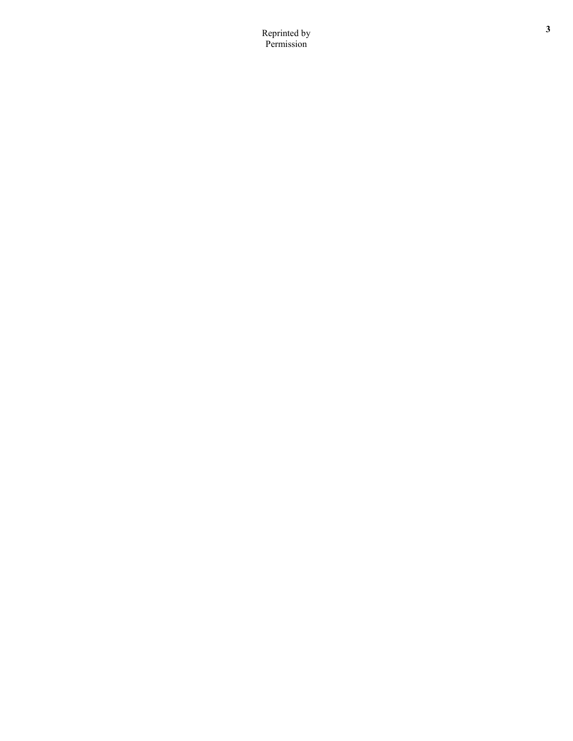Reprinted by Permission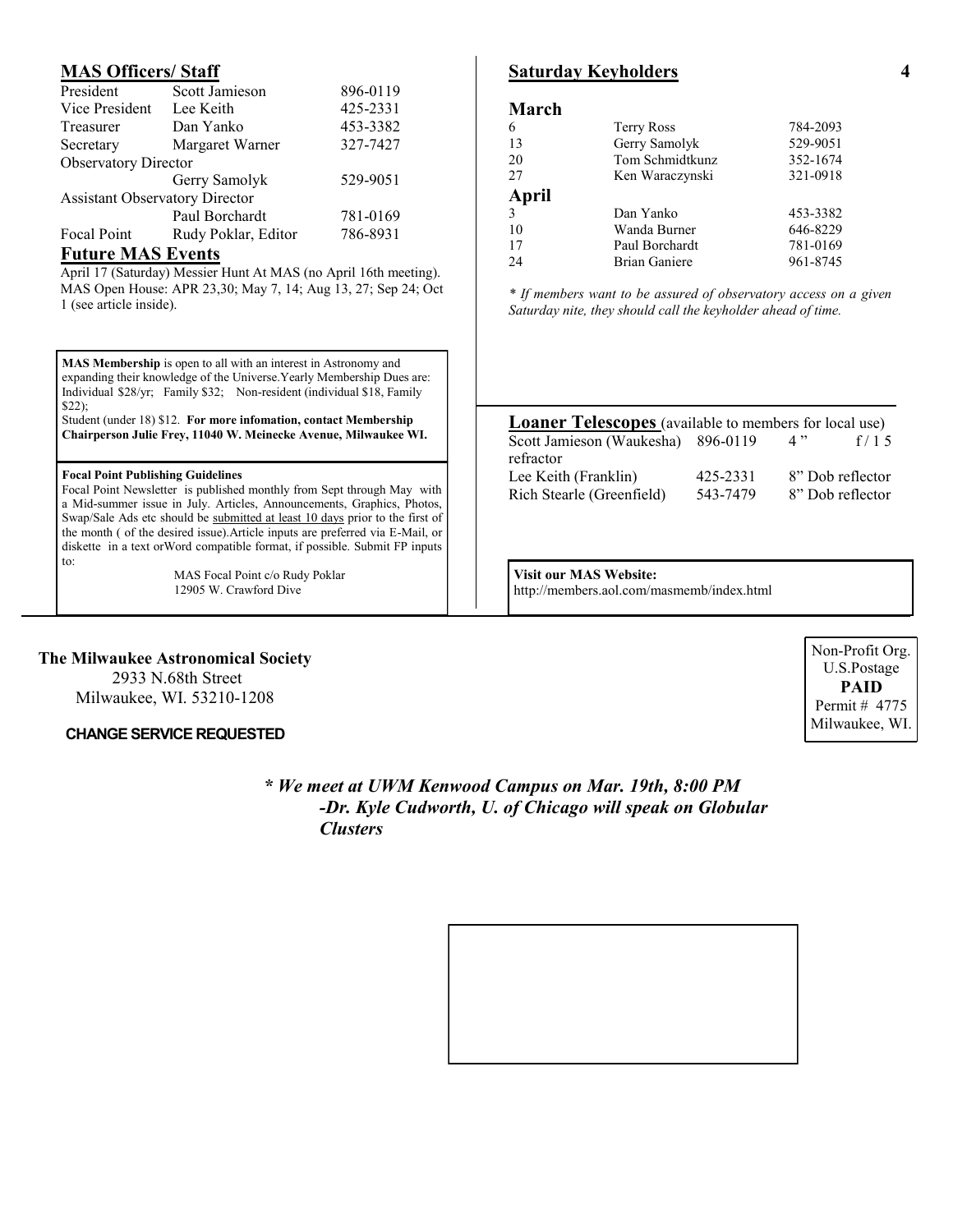## MAS Officers/ Staff

| | | |
|---|---|---|
| President | Scott Jamieson | 896-0119 |
| Vice President | Lee Keith | 425-2331 |
| Treasurer | Dan Yanko | 453-3382 |
| Secretary | Margaret Warner | 327-7427 |
| Observatory Director | | |
| | Gerry Samolyk | 529-9051 |
| Assistant Observatory Director | | |
| | Paul Borchardt | 781-0169 |
| Focal Point | Rudy Poklar, Editor | 786-8931 |

## Future MAS Events

April 17 (Saturday) Messier Hunt At MAS (no April 16th meeting).
MAS Open House: APR 23,30; May 7, 14; Aug 13, 27; Sep 24; Oct 1 (see article inside).

**MAS Membership** is open to all with an interest in Astronomy and expanding their knowledge of the Universe.Yearly Membership Dues are: Individual $28/yr; Family $32; Non-resident (individual $18, Family $22);
Student (under 18) $12. **For more infomation, contact Membership Chairperson Julie Frey, 11040 W. Meinecke Avenue, Milwaukee WI.**

**Focal Point Publishing Guidelines**
Focal Point Newsletter is published monthly from Sept through May with a Mid-summer issue in July. Articles, Announcements, Graphics, Photos, Swap/Sale Ads etc should be submitted at least 10 days prior to the first of the month ( of the desired issue).Article inputs are preferred via E-Mail, or diskette in a text orWord compatible format, if possible. Submit FP inputs to:

MAS Focal Point c/o Rudy Poklar
12905 W. Crawford Dive

## Saturday Keyholders

### March

| | | |
|---|---|---|
| 6 | Terry Ross | 784-2093 |
| 13 | Gerry Samolyk | 529-9051 |
| 20 | Tom Schmidtkunz | 352-1674 |
| 27 | Ken Waraczynski | 321-0918 |

### April

| | | |
|---|---|---|
| 3 | Dan Yanko | 453-3382 |
| 10 | Wanda Burner | 646-8229 |
| 17 | Paul Borchardt | 781-0169 |
| 24 | Brian Ganiere | 961-8745 |

*\* If members want to be assured of observatory access on a given Saturday nite, they should call the keyholder ahead of time.*

## Loaner Telescopes (available to members for local use)

| | | |
|---|---|---|
| Scott Jamieson (Waukesha) | 896-0119 | 4" f / 1 5 refractor |
| Lee Keith (Franklin) | 425-2331 | 8" Dob reflector |
| Rich Stearle (Greenfield) | 543-7479 | 8" Dob reflector |

**Visit our MAS Website:**
http://members.aol.com/masmemb/index.html

**The Milwaukee Astronomical Society**
2933 N.68th Street
Milwaukee, WI. 53210-1208

**CHANGE SERVICE REQUESTED**

Non-Profit Org.
U.S.Postage
**PAID**
Permit # 4775
Milwaukee, WI.

***\* We meet at UWM Kenwood Campus on Mar. 19th, 8:00 PM -Dr. Kyle Cudworth, U. of Chicago will speak on Globular Clusters***